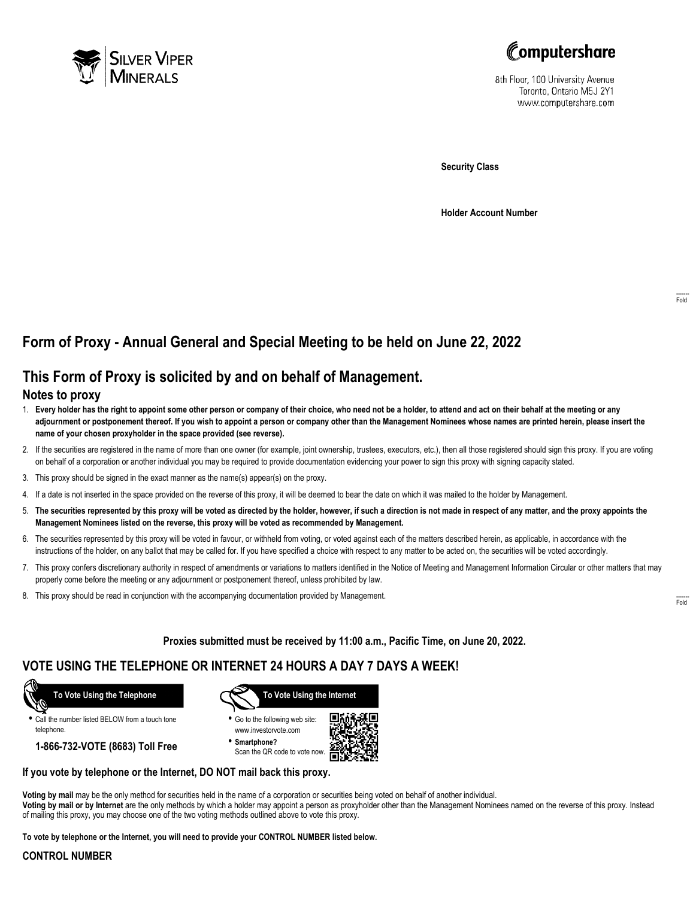Silver Viper Minerals

Computershare

8th Floor, 100 University Avenue
Toronto, Ontario M5J 2Y1
www.computershare.com

**Security Class**

**Holder Account Number**

Fold

## Form of Proxy - Annual General and Special Meeting to be held on June 22, 2022

## This Form of Proxy is solicited by and on behalf of Management.

### Notes to proxy

1. **Every holder has the right to appoint some other person or company of their choice, who need not be a holder, to attend and act on their behalf at the meeting or any adjournment or postponement thereof. If you wish to appoint a person or company other than the Management Nominees whose names are printed herein, please insert the name of your chosen proxyholder in the space provided (see reverse).**
2. If the securities are registered in the name of more than one owner (for example, joint ownership, trustees, executors, etc.), then all those registered should sign this proxy. If you are voting on behalf of a corporation or another individual you may be required to provide documentation evidencing your power to sign this proxy with signing capacity stated.
3. This proxy should be signed in the exact manner as the name(s) appear(s) on the proxy.
4. If a date is not inserted in the space provided on the reverse of this proxy, it will be deemed to bear the date on which it was mailed to the holder by Management.
5. **The securities represented by this proxy will be voted as directed by the holder, however, if such a direction is not made in respect of any matter, and the proxy appoints the Management Nominees listed on the reverse, this proxy will be voted as recommended by Management.**
6. The securities represented by this proxy will be voted in favour, or withheld from voting, or voted against each of the matters described herein, as applicable, in accordance with the instructions of the holder, on any ballot that may be called for. If you have specified a choice with respect to any matter to be acted on, the securities will be voted accordingly.
7. This proxy confers discretionary authority in respect of amendments or variations to matters identified in the Notice of Meeting and Management Information Circular or other matters that may properly come before the meeting or any adjournment or postponement thereof, unless prohibited by law.
8. This proxy should be read in conjunction with the accompanying documentation provided by Management.

Fold

**Proxies submitted must be received by 11:00 a.m., Pacific Time, on June 20, 2022.**

## VOTE USING THE TELEPHONE OR INTERNET 24 HOURS A DAY 7 DAYS A WEEK!

**To Vote Using the Telephone**

- Call the number listed BELOW from a touch tone telephone.

**1-866-732-VOTE (8683) Toll Free**

**To Vote Using the Internet**

- Go to the following web site: www.investorvote.com
- **Smartphone?** Scan the QR code to vote now.

**If you vote by telephone or the Internet, DO NOT mail back this proxy.**

**Voting by mail** may be the only method for securities held in the name of a corporation or securities being voted on behalf of another individual.
**Voting by mail or by Internet** are the only methods by which a holder may appoint a person as proxyholder other than the Management Nominees named on the reverse of this proxy. Instead of mailing this proxy, you may choose one of the two voting methods outlined above to vote this proxy.

**To vote by telephone or the Internet, you will need to provide your CONTROL NUMBER listed below.**

**CONTROL NUMBER**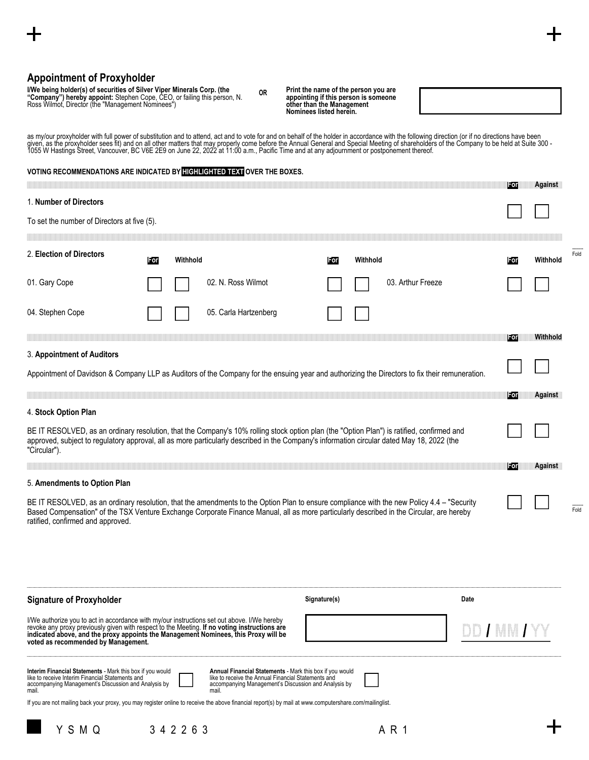## Appointment of Proxyholder

**I/We being holder(s) of securities of Silver Viper Minerals Corp. (the "Company") hereby appoint:** Stephen Cope, CEO, or failing this person, N. Ross Wilmot, Director (the "Management Nominees")

**OR**

**Print the name of the person you are appointing if this person is someone other than the Management Nominees listed herein.**

as my/our proxyholder with full power of substitution and to attend, act and to vote for and on behalf of the holder in accordance with the following direction (or if no directions have been given, as the proxyholder sees fit) and on all other matters that may properly come before the Annual General and Special Meeting of shareholders of the Company to be held at Suite 300 - 1055 W Hastings Street, Vancouver, BC V6E 2E9 on June 22, 2022 at 11:00 a.m., Pacific Time and at any adjournment or postponement thereof.

**VOTING RECOMMENDATIONS ARE INDICATED BY HIGHLIGHTED TEXT OVER THE BOXES.**

| | For | Against |
|---|---|---|
| 1. **Number of Directors**<br>To set the number of Directors at five (5). | ☐ | ☐ |

2. **Election of Directors**

| | For | Withhold | | For | Withhold | | For | Withhold |
|---|---|---|---|---|---|---|---|---|
| 01. Gary Cope | ☐ | ☐ | 02. N. Ross Wilmot | ☐ | ☐ | 03. Arthur Freeze | ☐ | ☐ |
| 04. Stephen Cope | ☐ | ☐ | 05. Carla Hartzenberg | ☐ | ☐ | | | |

| | For | Withhold |
|---|---|---|
| 3. **Appointment of Auditors**<br>Appointment of Davidson & Company LLP as Auditors of the Company for the ensuing year and authorizing the Directors to fix their remuneration. | ☐ | ☐ |

| | For | Against |
|---|---|---|
| 4. **Stock Option Plan**<br>BE IT RESOLVED, as an ordinary resolution, that the Company's 10% rolling stock option plan (the "Option Plan") is ratified, confirmed and approved, subject to regulatory approval, all as more particularly described in the Company's information circular dated May 18, 2022 (the "Circular"). | ☐ | ☐ |

| | For | Against |
|---|---|---|
| 5. **Amendments to Option Plan**<br>BE IT RESOLVED, as an ordinary resolution, that the amendments to the Option Plan to ensure compliance with the new Policy 4.4 – "Security Based Compensation" of the TSX Venture Exchange Corporate Finance Manual, all as more particularly described in the Circular, are hereby ratified, confirmed and approved. | ☐ | ☐ |

## Signature of Proxyholder

I/We authorize you to act in accordance with my/our instructions set out above. I/We hereby revoke any proxy previously given with respect to the Meeting. **If no voting instructions are indicated above, and the proxy appoints the Management Nominees, this Proxy will be voted as recommended by Management.**

**Signature(s)**

**Date**

DD / MM / YY

**Interim Financial Statements** - Mark this box if you would like to receive Interim Financial Statements and accompanying Management's Discussion and Analysis by mail. ☐

**Annual Financial Statements** - Mark this box if you would like to receive the Annual Financial Statements and accompanying Management's Discussion and Analysis by mail. ☐

If you are not mailing back your proxy, you may register online to receive the above financial report(s) by mail at www.computershare.com/mailinglist.

Y S M Q 3 4 2 2 6 3 A R 1